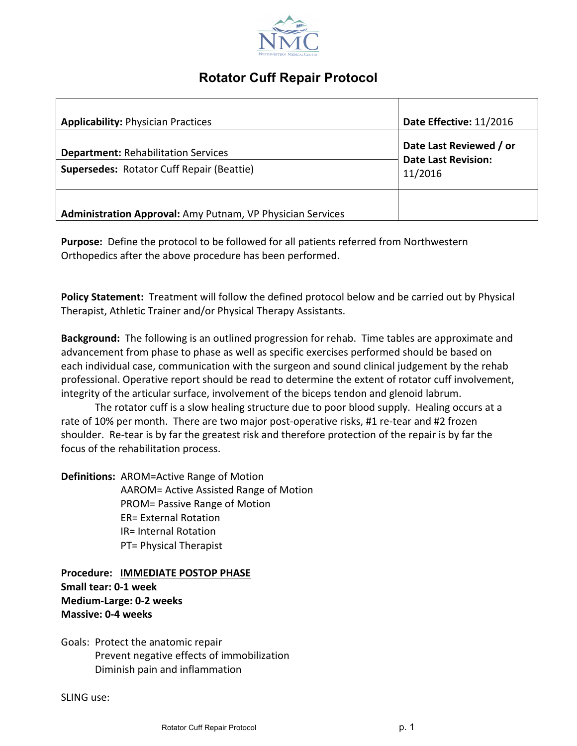# Rotator Cuff Repair Protocol

| | |
|---|---|
| **Applicability:** Physician Practices | **Date Effective:** 11/2016 |
| **Department:** Rehabilitation Services | **Date Last Reviewed / or Date Last Revision:** 11/2016 |
| **Supersedes:** Rotator Cuff Repair (Beattie) | |
| **Administration Approval:** Amy Putnam, VP Physician Services | |

**Purpose:** Define the protocol to be followed for all patients referred from Northwestern Orthopedics after the above procedure has been performed.

**Policy Statement:** Treatment will follow the defined protocol below and be carried out by Physical Therapist, Athletic Trainer and/or Physical Therapy Assistants.

**Background:** The following is an outlined progression for rehab. Time tables are approximate and advancement from phase to phase as well as specific exercises performed should be based on each individual case, communication with the surgeon and sound clinical judgement by the rehab professional. Operative report should be read to determine the extent of rotator cuff involvement, integrity of the articular surface, involvement of the biceps tendon and glenoid labrum.

The rotator cuff is a slow healing structure due to poor blood supply. Healing occurs at a rate of 10% per month. There are two major post-operative risks, #1 re-tear and #2 frozen shoulder. Re-tear is by far the greatest risk and therefore protection of the repair is by far the focus of the rehabilitation process.

**Definitions:** AROM=Active Range of Motion
AAROM= Active Assisted Range of Motion
PROM= Passive Range of Motion
ER= External Rotation
IR= Internal Rotation
PT= Physical Therapist

**Procedure:** **IMMEDIATE POSTOP PHASE**
**Small tear: 0-1 week**
**Medium-Large: 0-2 weeks**
**Massive: 0-4 weeks**

Goals: Protect the anatomic repair
Prevent negative effects of immobilization
Diminish pain and inflammation

SLING use: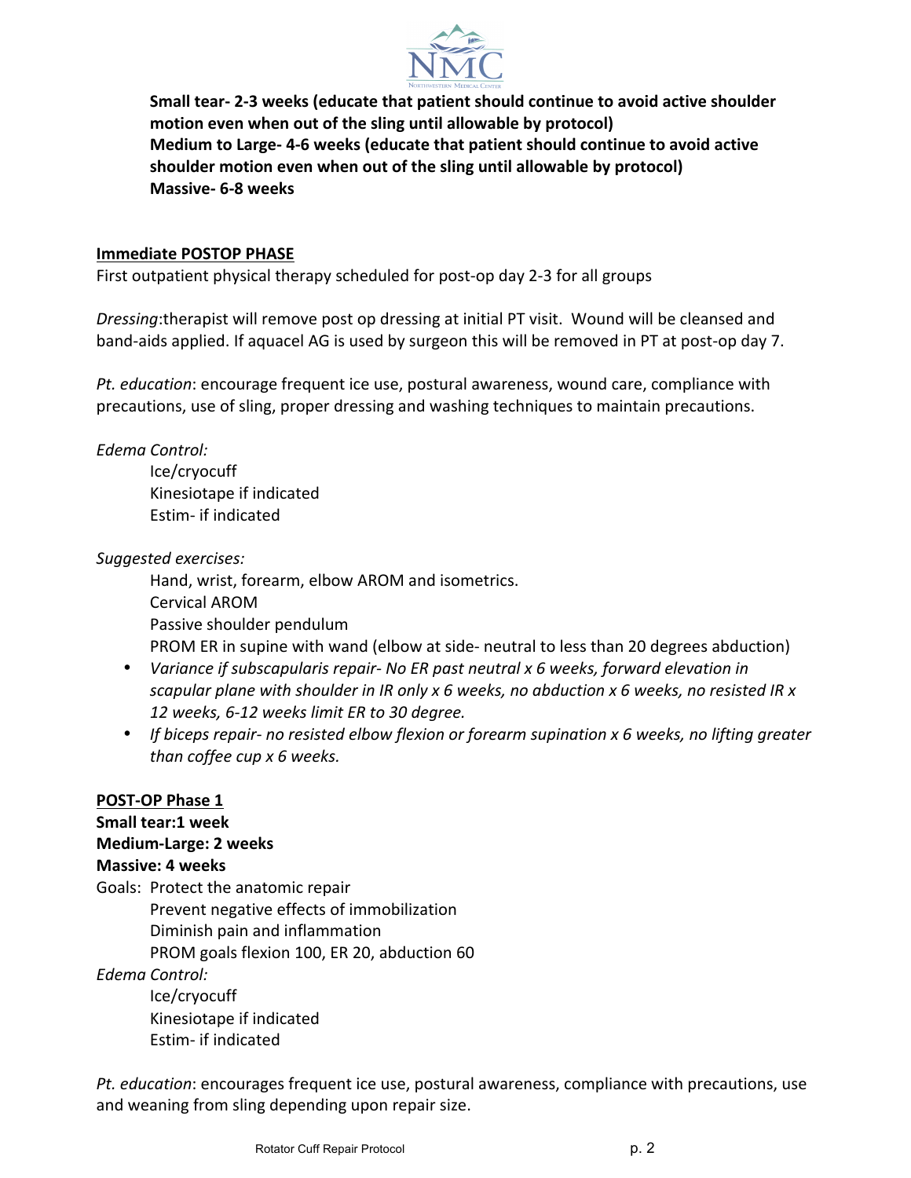**Small tear- 2-3 weeks (educate that patient should continue to avoid active shoulder motion even when out of the sling until allowable by protocol)**
**Medium to Large- 4-6 weeks (educate that patient should continue to avoid active shoulder motion even when out of the sling until allowable by protocol)**
**Massive- 6-8 weeks**

## Immediate POSTOP PHASE

First outpatient physical therapy scheduled for post-op day 2-3 for all groups

*Dressing*:therapist will remove post op dressing at initial PT visit. Wound will be cleansed and band-aids applied. If aquacel AG is used by surgeon this will be removed in PT at post-op day 7.

*Pt. education*: encourage frequent ice use, postural awareness, wound care, compliance with precautions, use of sling, proper dressing and washing techniques to maintain precautions.

*Edema Control:*

Ice/cryocuff
Kinesiotape if indicated
Estim- if indicated

*Suggested exercises:*

Hand, wrist, forearm, elbow AROM and isometrics.
Cervical AROM
Passive shoulder pendulum
PROM ER in supine with wand (elbow at side- neutral to less than 20 degrees abduction)

- *Variance if subscapularis repair- No ER past neutral x 6 weeks, forward elevation in scapular plane with shoulder in IR only x 6 weeks, no abduction x 6 weeks, no resisted IR x 12 weeks, 6-12 weeks limit ER to 30 degree.*
- *If biceps repair- no resisted elbow flexion or forearm supination x 6 weeks, no lifting greater than coffee cup x 6 weeks.*

## POST-OP Phase 1

**Small tear:1 week**
**Medium-Large: 2 weeks**
**Massive: 4 weeks**

Goals: Protect the anatomic repair
Prevent negative effects of immobilization
Diminish pain and inflammation
PROM goals flexion 100, ER 20, abduction 60

*Edema Control:*

Ice/cryocuff
Kinesiotape if indicated
Estim- if indicated

*Pt. education*: encourages frequent ice use, postural awareness, compliance with precautions, use and weaning from sling depending upon repair size.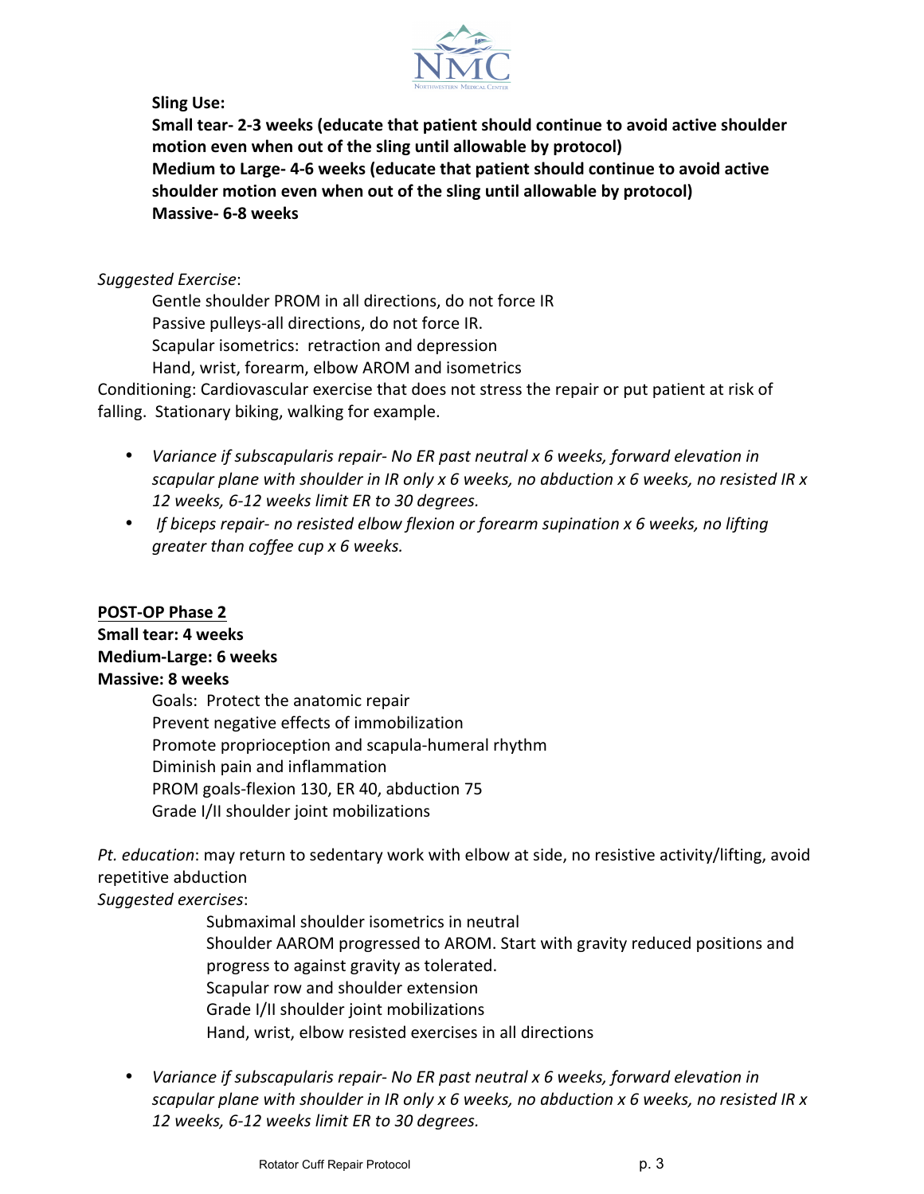**Sling Use:**

**Small tear- 2-3 weeks (educate that patient should continue to avoid active shoulder motion even when out of the sling until allowable by protocol)**

**Medium to Large- 4-6 weeks (educate that patient should continue to avoid active shoulder motion even when out of the sling until allowable by protocol)**

**Massive- 6-8 weeks**

*Suggested Exercise*:

Gentle shoulder PROM in all directions, do not force IR

Passive pulleys-all directions, do not force IR.

Scapular isometrics: retraction and depression

Hand, wrist, forearm, elbow AROM and isometrics

Conditioning: Cardiovascular exercise that does not stress the repair or put patient at risk of falling. Stationary biking, walking for example.

- *Variance if subscapularis repair- No ER past neutral x 6 weeks, forward elevation in scapular plane with shoulder in IR only x 6 weeks, no abduction x 6 weeks, no resisted IR x 12 weeks, 6-12 weeks limit ER to 30 degrees.*
- *If biceps repair- no resisted elbow flexion or forearm supination x 6 weeks, no lifting greater than coffee cup x 6 weeks.*

**<u>POST-OP Phase 2</u>**

**Small tear: 4 weeks**

**Medium-Large: 6 weeks**

**Massive: 8 weeks**

Goals: Protect the anatomic repair

Prevent negative effects of immobilization

Promote proprioception and scapula-humeral rhythm

Diminish pain and inflammation

PROM goals-flexion 130, ER 40, abduction 75

Grade I/II shoulder joint mobilizations

*Pt. education*: may return to sedentary work with elbow at side, no resistive activity/lifting, avoid repetitive abduction

*Suggested exercises*:

Submaximal shoulder isometrics in neutral

Shoulder AAROM progressed to AROM. Start with gravity reduced positions and progress to against gravity as tolerated.

Scapular row and shoulder extension

Grade I/II shoulder joint mobilizations

Hand, wrist, elbow resisted exercises in all directions

- *Variance if subscapularis repair- No ER past neutral x 6 weeks, forward elevation in scapular plane with shoulder in IR only x 6 weeks, no abduction x 6 weeks, no resisted IR x 12 weeks, 6-12 weeks limit ER to 30 degrees.*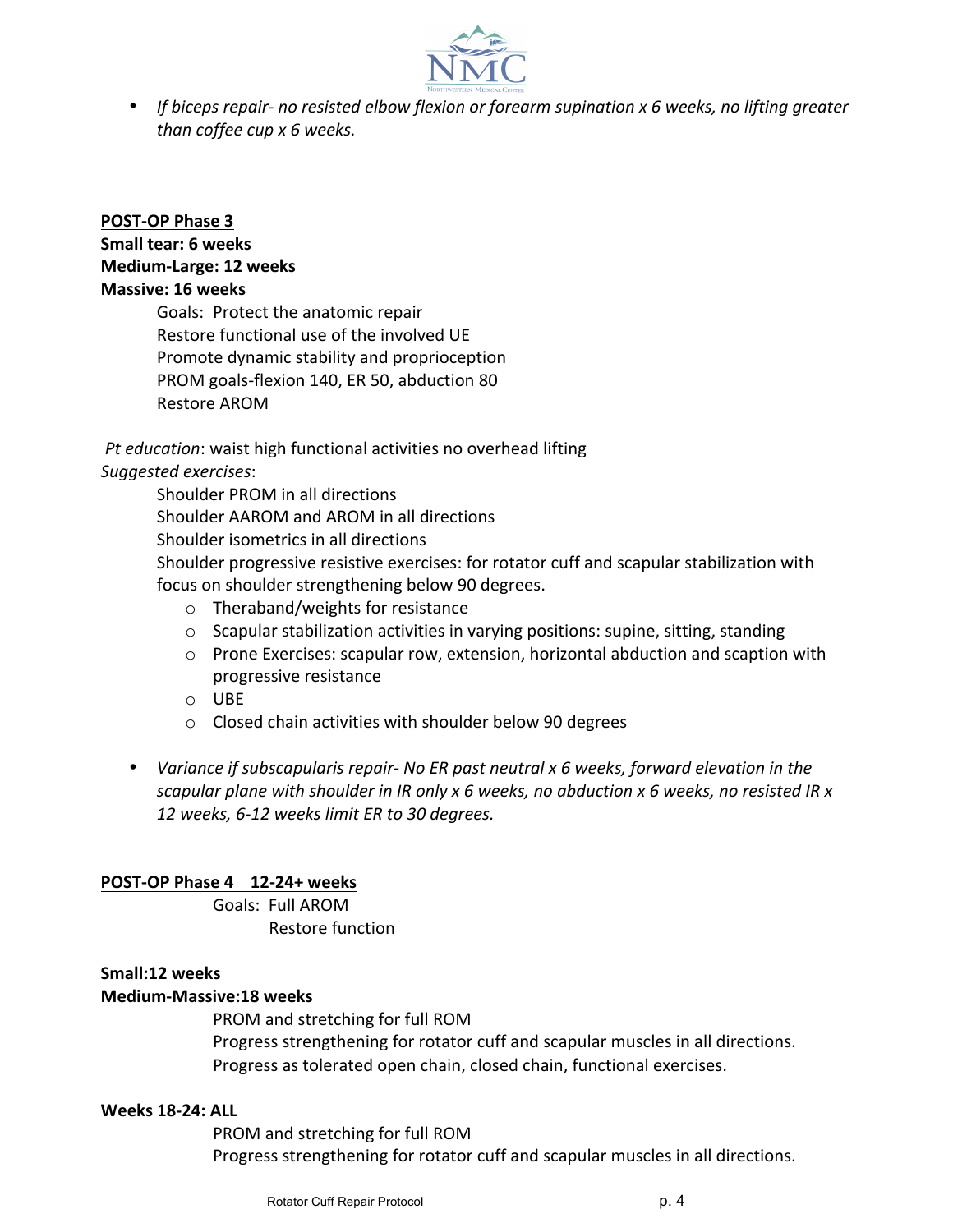- *If biceps repair- no resisted elbow flexion or forearm supination x 6 weeks, no lifting greater than coffee cup x 6 weeks.*

**POST-OP Phase 3**

**Small tear: 6 weeks**
**Medium-Large: 12 weeks**
**Massive: 16 weeks**

Goals: Protect the anatomic repair
Restore functional use of the involved UE
Promote dynamic stability and proprioception
PROM goals-flexion 140, ER 50, abduction 80
Restore AROM

*Pt education*: waist high functional activities no overhead lifting

*Suggested exercises*:

Shoulder PROM in all directions
Shoulder AAROM and AROM in all directions
Shoulder isometrics in all directions
Shoulder progressive resistive exercises: for rotator cuff and scapular stabilization with focus on shoulder strengthening below 90 degrees.

- Theraband/weights for resistance
- Scapular stabilization activities in varying positions: supine, sitting, standing
- Prone Exercises: scapular row, extension, horizontal abduction and scaption with progressive resistance
- UBE
- Closed chain activities with shoulder below 90 degrees

- *Variance if subscapularis repair- No ER past neutral x 6 weeks, forward elevation in the scapular plane with shoulder in IR only x 6 weeks, no abduction x 6 weeks, no resisted IR x 12 weeks, 6-12 weeks limit ER to 30 degrees.*

**POST-OP Phase 4 12-24+ weeks**

Goals: Full AROM
Restore function

**Small:12 weeks**
**Medium-Massive:18 weeks**

PROM and stretching for full ROM
Progress strengthening for rotator cuff and scapular muscles in all directions.
Progress as tolerated open chain, closed chain, functional exercises.

**Weeks 18-24: ALL**

PROM and stretching for full ROM
Progress strengthening for rotator cuff and scapular muscles in all directions.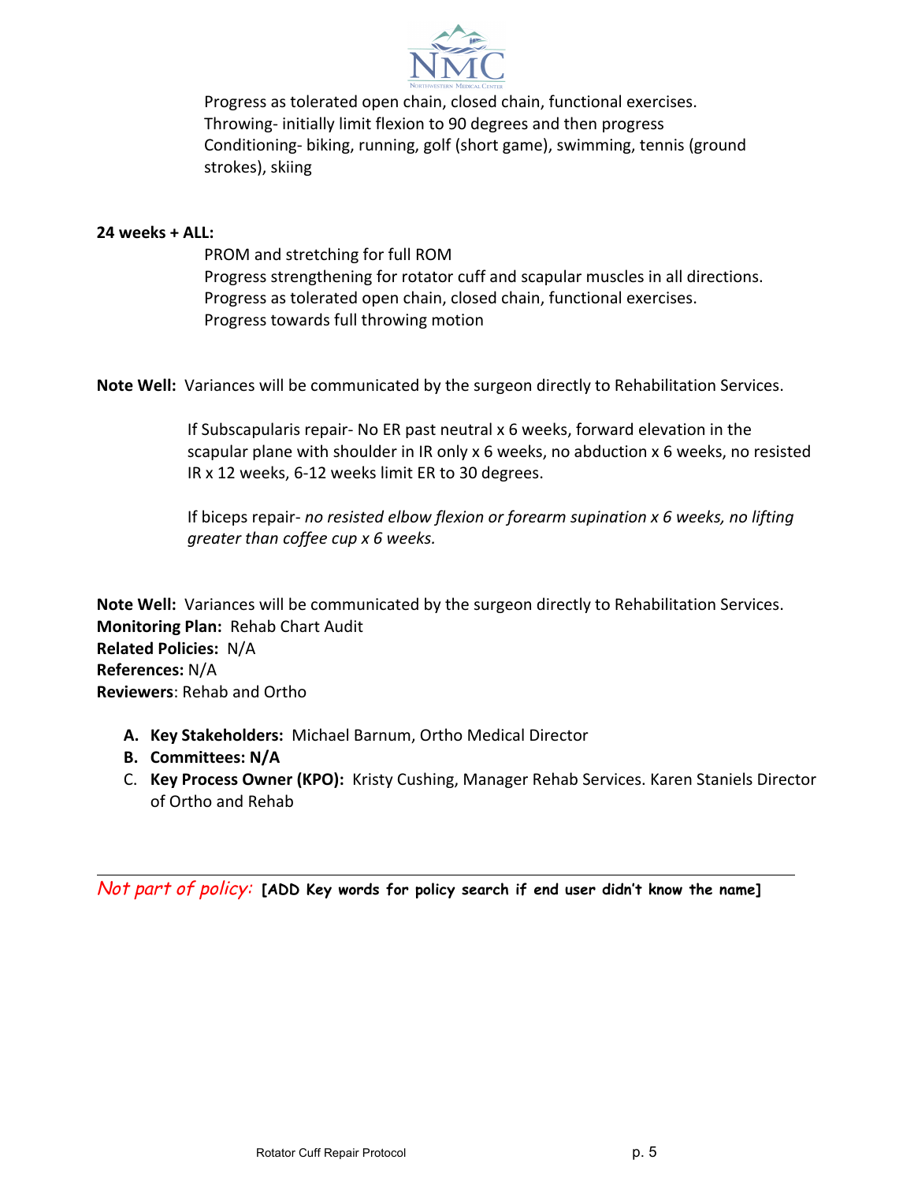Progress as tolerated open chain, closed chain, functional exercises.
Throwing- initially limit flexion to 90 degrees and then progress
Conditioning- biking, running, golf (short game), swimming, tennis (ground strokes), skiing

**24 weeks + ALL:**

PROM and stretching for full ROM
Progress strengthening for rotator cuff and scapular muscles in all directions.
Progress as tolerated open chain, closed chain, functional exercises.
Progress towards full throwing motion

**Note Well:** Variances will be communicated by the surgeon directly to Rehabilitation Services.

If Subscapularis repair- No ER past neutral x 6 weeks, forward elevation in the scapular plane with shoulder in IR only x 6 weeks, no abduction x 6 weeks, no resisted IR x 12 weeks, 6-12 weeks limit ER to 30 degrees.

If biceps repair- *no resisted elbow flexion or forearm supination x 6 weeks, no lifting greater than coffee cup x 6 weeks.*

**Note Well:** Variances will be communicated by the surgeon directly to Rehabilitation Services.
**Monitoring Plan:** Rehab Chart Audit
**Related Policies:** N/A
**References:** N/A
**Reviewers**: Rehab and Ortho

A. **Key Stakeholders:** Michael Barnum, Ortho Medical Director
B. **Committees: N/A**
C. **Key Process Owner (KPO):** Kristy Cushing, Manager Rehab Services. Karen Staniels Director of Ortho and Rehab

---

*Not part of policy:* **[ADD Key words for policy search if end user didn't know the name]**